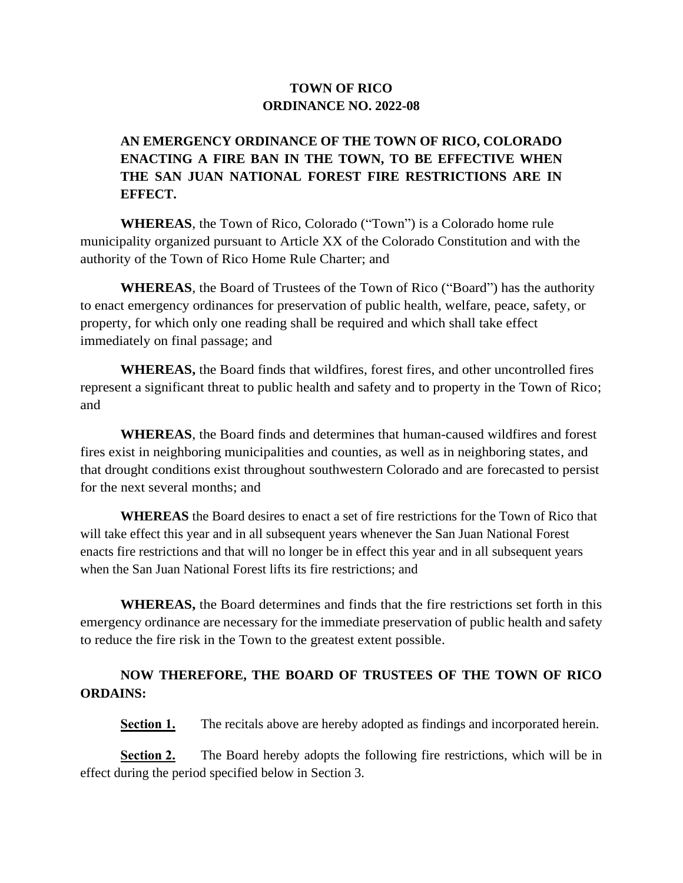# TOWN OF RICO
# ORDINANCE NO. 2022-08

## AN EMERGENCY ORDINANCE OF THE TOWN OF RICO, COLORADO ENACTING A FIRE BAN IN THE TOWN, TO BE EFFECTIVE WHEN THE SAN JUAN NATIONAL FOREST FIRE RESTRICTIONS ARE IN EFFECT.

**WHEREAS**, the Town of Rico, Colorado ("Town") is a Colorado home rule municipality organized pursuant to Article XX of the Colorado Constitution and with the authority of the Town of Rico Home Rule Charter; and

**WHEREAS**, the Board of Trustees of the Town of Rico ("Board") has the authority to enact emergency ordinances for preservation of public health, welfare, peace, safety, or property, for which only one reading shall be required and which shall take effect immediately on final passage; and

**WHEREAS,** the Board finds that wildfires, forest fires, and other uncontrolled fires represent a significant threat to public health and safety and to property in the Town of Rico; and

**WHEREAS**, the Board finds and determines that human-caused wildfires and forest fires exist in neighboring municipalities and counties, as well as in neighboring states, and that drought conditions exist throughout southwestern Colorado and are forecasted to persist for the next several months; and

**WHEREAS** the Board desires to enact a set of fire restrictions for the Town of Rico that will take effect this year and in all subsequent years whenever the San Juan National Forest enacts fire restrictions and that will no longer be in effect this year and in all subsequent years when the San Juan National Forest lifts its fire restrictions; and

**WHEREAS,** the Board determines and finds that the fire restrictions set forth in this emergency ordinance are necessary for the immediate preservation of public health and safety to reduce the fire risk in the Town to the greatest extent possible.

**NOW THEREFORE, THE BOARD OF TRUSTEES OF THE TOWN OF RICO ORDAINS:**

**Section 1.** The recitals above are hereby adopted as findings and incorporated herein.

**Section 2.** The Board hereby adopts the following fire restrictions, which will be in effect during the period specified below in Section 3.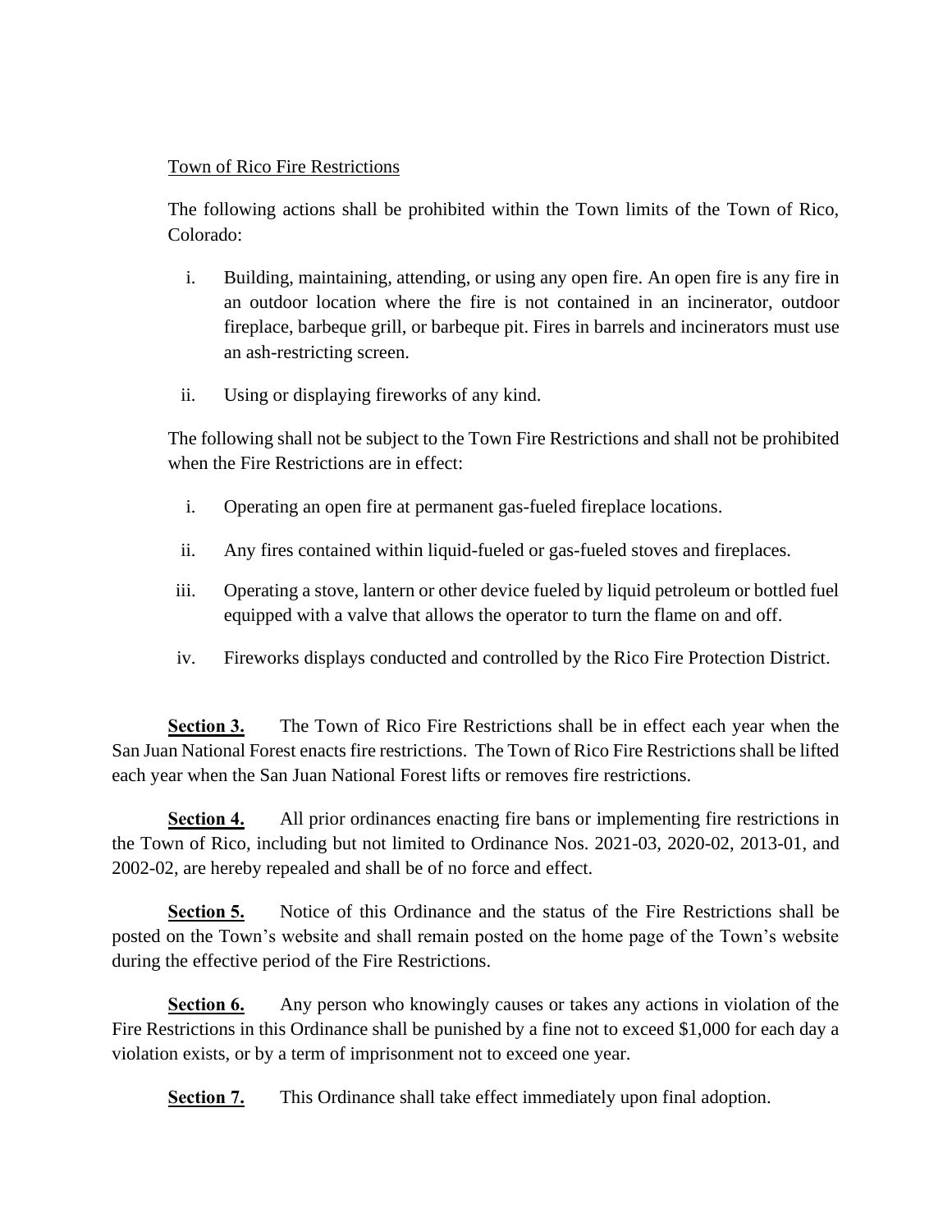Town of Rico Fire Restrictions

The following actions shall be prohibited within the Town limits of the Town of Rico, Colorado:

i. Building, maintaining, attending, or using any open fire. An open fire is any fire in an outdoor location where the fire is not contained in an incinerator, outdoor fireplace, barbeque grill, or barbeque pit. Fires in barrels and incinerators must use an ash-restricting screen.

ii. Using or displaying fireworks of any kind.

The following shall not be subject to the Town Fire Restrictions and shall not be prohibited when the Fire Restrictions are in effect:

i. Operating an open fire at permanent gas-fueled fireplace locations.

ii. Any fires contained within liquid-fueled or gas-fueled stoves and fireplaces.

iii. Operating a stove, lantern or other device fueled by liquid petroleum or bottled fuel equipped with a valve that allows the operator to turn the flame on and off.

iv. Fireworks displays conducted and controlled by the Rico Fire Protection District.

**Section 3.** The Town of Rico Fire Restrictions shall be in effect each year when the San Juan National Forest enacts fire restrictions. The Town of Rico Fire Restrictions shall be lifted each year when the San Juan National Forest lifts or removes fire restrictions.

**Section 4.** All prior ordinances enacting fire bans or implementing fire restrictions in the Town of Rico, including but not limited to Ordinance Nos. 2021-03, 2020-02, 2013-01, and 2002-02, are hereby repealed and shall be of no force and effect.

**Section 5.** Notice of this Ordinance and the status of the Fire Restrictions shall be posted on the Town's website and shall remain posted on the home page of the Town's website during the effective period of the Fire Restrictions.

**Section 6.** Any person who knowingly causes or takes any actions in violation of the Fire Restrictions in this Ordinance shall be punished by a fine not to exceed $1,000 for each day a violation exists, or by a term of imprisonment not to exceed one year.

**Section 7.** This Ordinance shall take effect immediately upon final adoption.